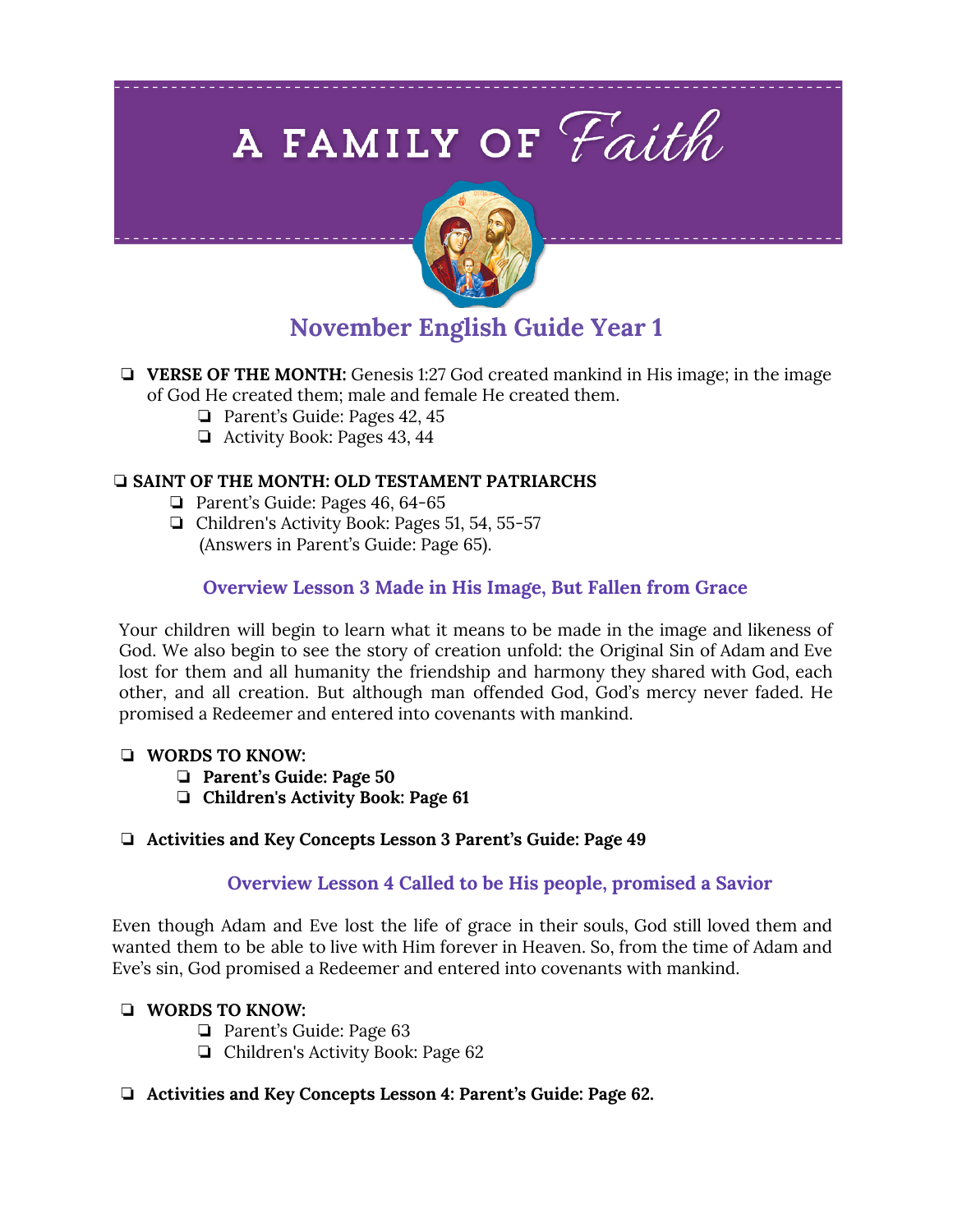# A FAMILY OF Faith

## November English Guide Year 1

- **VERSE OF THE MONTH:** Genesis 1:27 God created mankind in His image; in the image of God He created them; male and female He created them.
  - Parent's Guide: Pages 42, 45
  - Activity Book: Pages 43, 44

- **SAINT OF THE MONTH: OLD TESTAMENT PATRIARCHS**
  - Parent's Guide: Pages 46, 64-65
  - Children's Activity Book: Pages 51, 54, 55-57 (Answers in Parent's Guide: Page 65).

### Overview Lesson 3 Made in His Image, But Fallen from Grace

Your children will begin to learn what it means to be made in the image and likeness of God. We also begin to see the story of creation unfold: the Original Sin of Adam and Eve lost for them and all humanity the friendship and harmony they shared with God, each other, and all creation. But although man offended God, God's mercy never faded. He promised a Redeemer and entered into covenants with mankind.

- **WORDS TO KNOW:**
  - **Parent's Guide: Page 50**
  - **Children's Activity Book: Page 61**

- **Activities and Key Concepts Lesson 3 Parent's Guide: Page 49**

### Overview Lesson 4 Called to be His people, promised a Savior

Even though Adam and Eve lost the life of grace in their souls, God still loved them and wanted them to be able to live with Him forever in Heaven. So, from the time of Adam and Eve's sin, God promised a Redeemer and entered into covenants with mankind.

- **WORDS TO KNOW:**
  - Parent's Guide: Page 63
  - Children's Activity Book: Page 62

- **Activities and Key Concepts Lesson 4: Parent's Guide: Page 62.**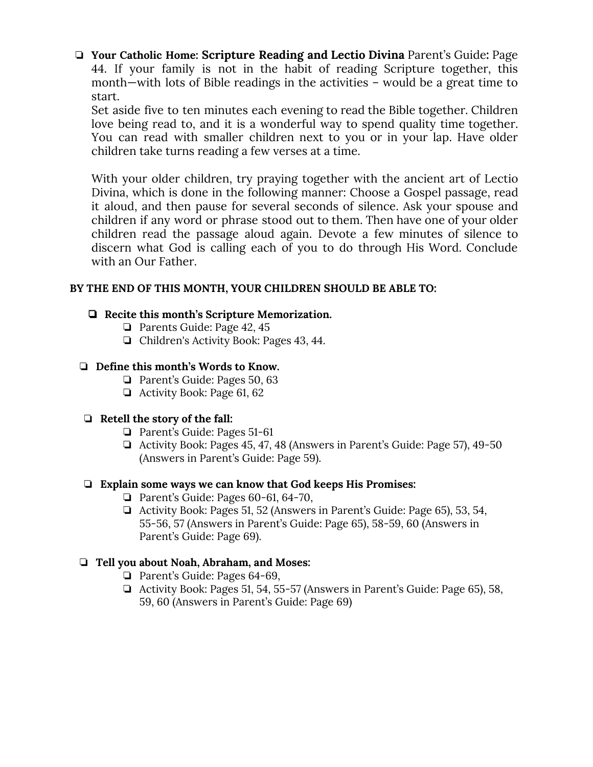- **Your Catholic Home: Scripture Reading and Lectio Divina** Parent's Guide**:** Page 44. If your family is not in the habit of reading Scripture together, this month—with lots of Bible readings in the activities – would be a great time to start.

  Set aside five to ten minutes each evening to read the Bible together. Children love being read to, and it is a wonderful way to spend quality time together. You can read with smaller children next to you or in your lap. Have older children take turns reading a few verses at a time.

  With your older children, try praying together with the ancient art of Lectio Divina, which is done in the following manner: Choose a Gospel passage, read it aloud, and then pause for several seconds of silence. Ask your spouse and children if any word or phrase stood out to them. Then have one of your older children read the passage aloud again. Devote a few minutes of silence to discern what God is calling each of you to do through His Word. Conclude with an Our Father.

**BY THE END OF THIS MONTH, YOUR CHILDREN SHOULD BE ABLE TO:**

- **Recite this month's Scripture Memorization.**
  - Parents Guide: Page 42, 45
  - Children's Activity Book: Pages 43, 44.
- **Define this month's Words to Know.**
  - Parent's Guide: Pages 50, 63
  - Activity Book: Page 61, 62
- **Retell the story of the fall:**
  - Parent's Guide: Pages 51-61
  - Activity Book: Pages 45, 47, 48 (Answers in Parent's Guide: Page 57), 49-50 (Answers in Parent's Guide: Page 59).
- **Explain some ways we can know that God keeps His Promises:**
  - Parent's Guide: Pages 60-61, 64-70,
  - Activity Book: Pages 51, 52 (Answers in Parent's Guide: Page 65), 53, 54, 55-56, 57 (Answers in Parent's Guide: Page 65), 58-59, 60 (Answers in Parent's Guide: Page 69).
- **Tell you about Noah, Abraham, and Moses:**
  - Parent's Guide: Pages 64-69,
  - Activity Book: Pages 51, 54, 55-57 (Answers in Parent's Guide: Page 65), 58, 59, 60 (Answers in Parent's Guide: Page 69)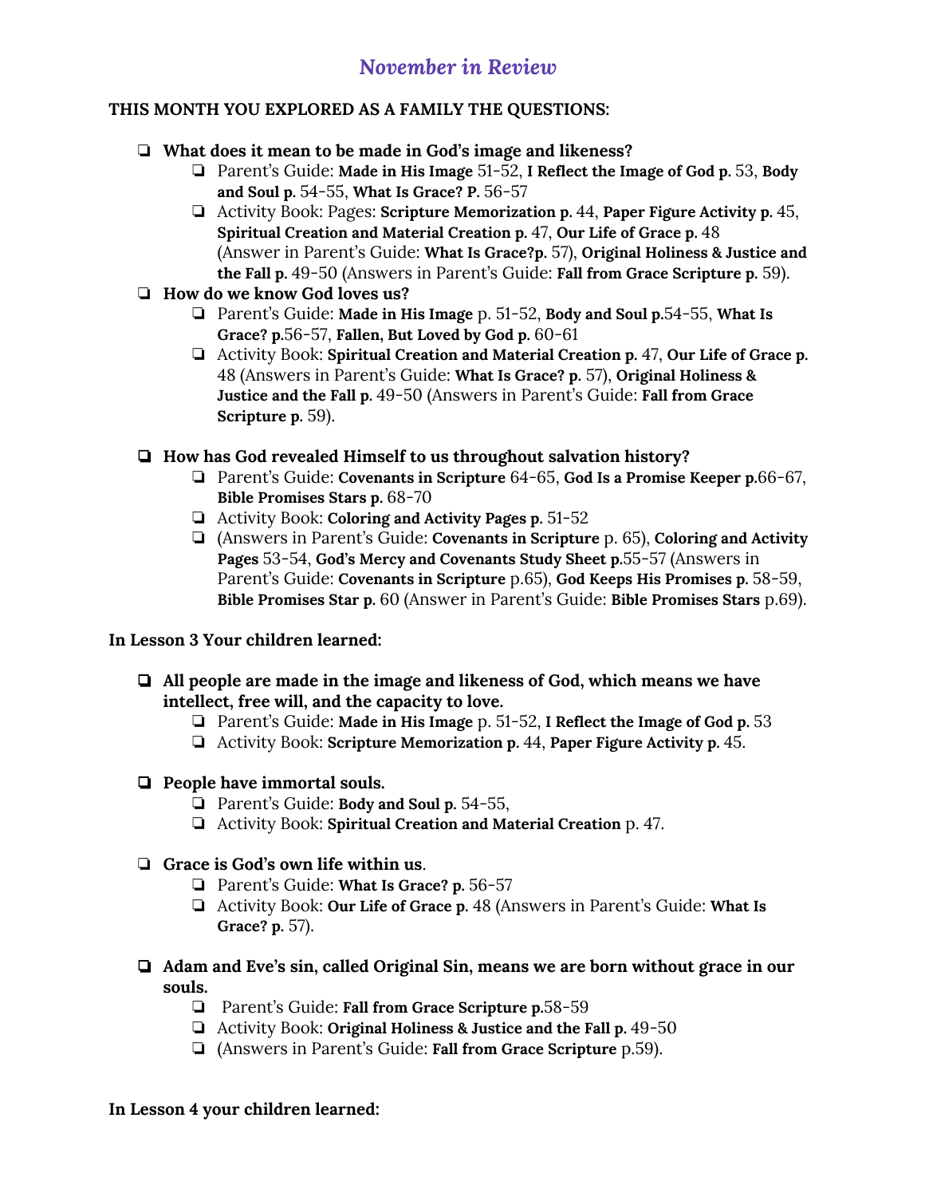## *November in Review*

**THIS MONTH YOU EXPLORED AS A FAMILY THE QUESTIONS:**

- ❏ **What does it mean to be made in God's image and likeness?**
  - ❏ Parent's Guide: **Made in His Image** 51-52, **I Reflect the Image of God p.** 53, **Body and Soul p.** 54-55, **What Is Grace? P.** 56-57
  - ❏ Activity Book: Pages: **Scripture Memorization p.** 44, **Paper Figure Activity p.** 45, **Spiritual Creation and Material Creation p.** 47, **Our Life of Grace p.** 48 (Answer in Parent's Guide: **What Is Grace?p.** 57), **Original Holiness & Justice and the Fall p.** 49-50 (Answers in Parent's Guide: **Fall from Grace Scripture p.** 59).
- ❏ **How do we know God loves us?**
  - ❏ Parent's Guide: **Made in His Image** p. 51-52, **Body and Soul p.**54-55, **What Is Grace? p.**56-57, **Fallen, But Loved by God p.** 60-61
  - ❏ Activity Book: **Spiritual Creation and Material Creation p.** 47, **Our Life of Grace p.** 48 (Answers in Parent's Guide: **What Is Grace? p.** 57), **Original Holiness & Justice and the Fall p.** 49-50 (Answers in Parent's Guide: **Fall from Grace Scripture p.** 59).

- ❏ **How has God revealed Himself to us throughout salvation history?**
  - ❏ Parent's Guide: **Covenants in Scripture** 64-65, **God Is a Promise Keeper p.**66-67, **Bible Promises Stars p.** 68-70
  - ❏ Activity Book: **Coloring and Activity Pages p.** 51-52
  - ❏ (Answers in Parent's Guide: **Covenants in Scripture** p. 65), **Coloring and Activity Pages** 53-54, **God's Mercy and Covenants Study Sheet p.**55-57 (Answers in Parent's Guide: **Covenants in Scripture** p.65), **God Keeps His Promises p.** 58-59, **Bible Promises Star p.** 60 (Answer in Parent's Guide: **Bible Promises Stars** p.69).

**In Lesson 3 Your children learned:**

- ❏ **All people are made in the image and likeness of God, which means we have intellect, free will, and the capacity to love.**
  - ❏ Parent's Guide: **Made in His Image** p. 51-52, **I Reflect the Image of God p.** 53
  - ❏ Activity Book: **Scripture Memorization p.** 44, **Paper Figure Activity p.** 45.

- ❏ **People have immortal souls.**
  - ❏ Parent's Guide: **Body and Soul p.** 54-55,
  - ❏ Activity Book: **Spiritual Creation and Material Creation** p. 47.

- ❏ **Grace is God's own life within us**.
  - ❏ Parent's Guide: **What Is Grace? p.** 56-57
  - ❏ Activity Book: **Our Life of Grace p.** 48 (Answers in Parent's Guide: **What Is Grace? p.** 57).

- ❏ **Adam and Eve's sin, called Original Sin, means we are born without grace in our souls.**
  - ❏ Parent's Guide: **Fall from Grace Scripture p.**58-59
  - ❏ Activity Book: **Original Holiness & Justice and the Fall p.** 49-50
  - ❏ (Answers in Parent's Guide: **Fall from Grace Scripture** p.59).

**In Lesson 4 your children learned:**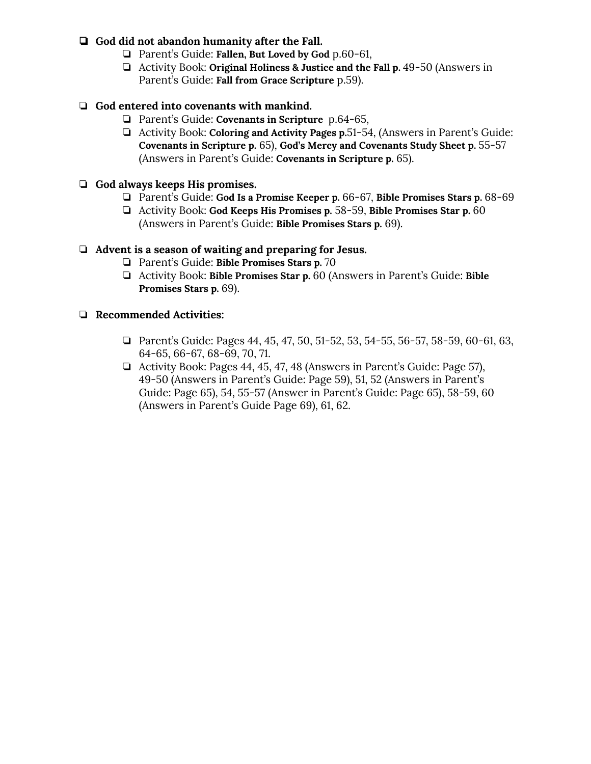- **God did not abandon humanity after the Fall.**
  - Parent's Guide: **Fallen, But Loved by God** p.60-61,
  - Activity Book: **Original Holiness & Justice and the Fall p.** 49-50 (Answers in Parent's Guide: **Fall from Grace Scripture** p.59).

- **God entered into covenants with mankind.**
  - Parent's Guide: **Covenants in Scripture** p.64-65,
  - Activity Book: **Coloring and Activity Pages p.**51-54, (Answers in Parent's Guide: **Covenants in Scripture p.** 65), **God's Mercy and Covenants Study Sheet p.** 55-57 (Answers in Parent's Guide: **Covenants in Scripture p.** 65).

- **God always keeps His promises.**
  - Parent's Guide: **God Is a Promise Keeper p.** 66-67, **Bible Promises Stars p.** 68-69
  - Activity Book: **God Keeps His Promises p.** 58-59, **Bible Promises Star p.** 60 (Answers in Parent's Guide: **Bible Promises Stars p.** 69).

- **Advent is a season of waiting and preparing for Jesus.**
  - Parent's Guide: **Bible Promises Stars p.** 70
  - Activity Book: **Bible Promises Star p.** 60 (Answers in Parent's Guide: **Bible Promises Stars p.** 69).

- **Recommended Activities:**

  - Parent's Guide: Pages 44, 45, 47, 50, 51-52, 53, 54-55, 56-57, 58-59, 60-61, 63, 64-65, 66-67, 68-69, 70, 71.
  - Activity Book: Pages 44, 45, 47, 48 (Answers in Parent's Guide: Page 57), 49-50 (Answers in Parent's Guide: Page 59), 51, 52 (Answers in Parent's Guide: Page 65), 54, 55-57 (Answer in Parent's Guide: Page 65), 58-59, 60 (Answers in Parent's Guide Page 69), 61, 62.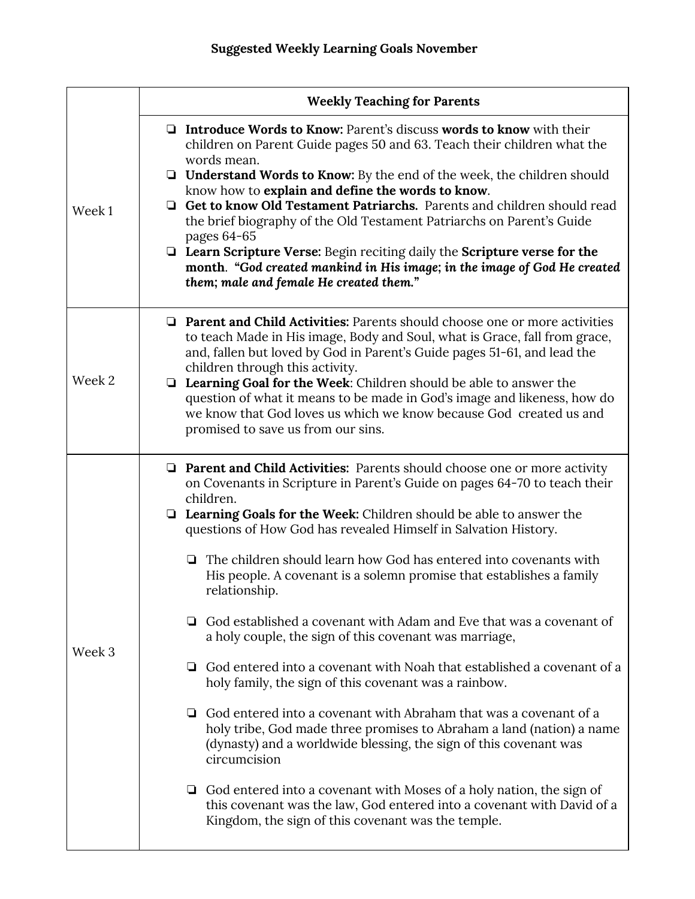**Suggested Weekly Learning Goals November**

| | **Weekly Teaching for Parents** |
|---|---|
| Week 1 | ❏ **Introduce Words to Know:** Parent's discuss **words to know** with their children on Parent Guide pages 50 and 63. Teach their children what the words mean.<br>❏ **Understand Words to Know:** By the end of the week, the children should know how to **explain and define the words to know**.<br>❏ **Get to know Old Testament Patriarchs.** Parents and children should read the brief biography of the Old Testament Patriarchs on Parent's Guide pages 64-65<br>❏ **Learn Scripture Verse:** Begin reciting daily the **Scripture verse for the month**. ***"God created mankind in His image; in the image of God He created them; male and female He created them."*** |
| Week 2 | ❏ **Parent and Child Activities:** Parents should choose one or more activities to teach Made in His image, Body and Soul, what is Grace, fall from grace, and, fallen but loved by God in Parent's Guide pages 51-61, and lead the children through this activity.<br>❏ **Learning Goal for the Week**: Children should be able to answer the question of what it means to be made in God's image and likeness, how do we know that God loves us which we know because God created us and promised to save us from our sins. |
| Week 3 | ❏ **Parent and Child Activities:** Parents should choose one or more activity on Covenants in Scripture in Parent's Guide on pages 64-70 to teach their children.<br>❏ **Learning Goals for the Week:** Children should be able to answer the questions of How God has revealed Himself in Salvation History.<br><br>❏ The children should learn how God has entered into covenants with His people. A covenant is a solemn promise that establishes a family relationship.<br><br>❏ God established a covenant with Adam and Eve that was a covenant of a holy couple, the sign of this covenant was marriage,<br><br>❏ God entered into a covenant with Noah that established a covenant of a holy family, the sign of this covenant was a rainbow.<br><br>❏ God entered into a covenant with Abraham that was a covenant of a holy tribe, God made three promises to Abraham a land (nation) a name (dynasty) and a worldwide blessing, the sign of this covenant was circumcision<br><br>❏ God entered into a covenant with Moses of a holy nation, the sign of this covenant was the law, God entered into a covenant with David of a Kingdom, the sign of this covenant was the temple. |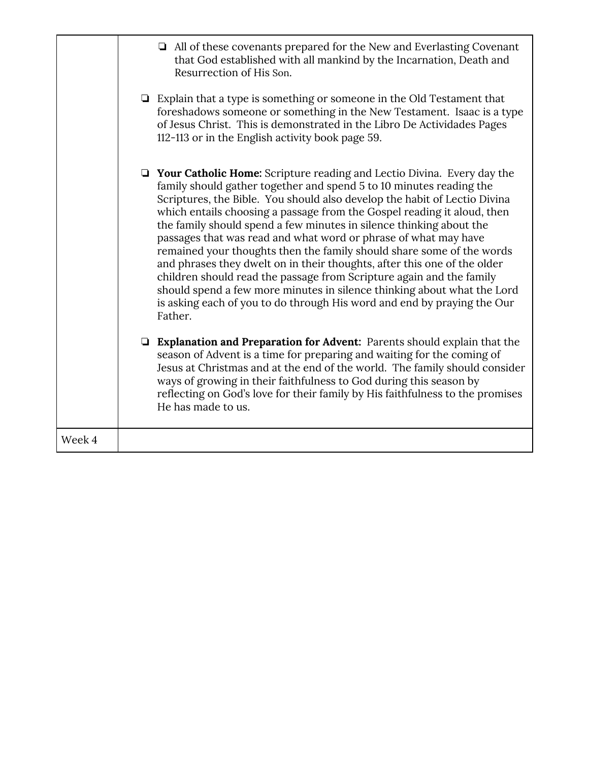| | |
|---|---|
| | ❏ All of these covenants prepared for the New and Everlasting Covenant that God established with all mankind by the Incarnation, Death and Resurrection of His Son.<br><br>❏ Explain that a type is something or someone in the Old Testament that foreshadows someone or something in the New Testament. Isaac is a type of Jesus Christ. This is demonstrated in the Libro De Actividades Pages 112-113 or in the English activity book page 59.<br><br>❏ **Your Catholic Home:** Scripture reading and Lectio Divina. Every day the family should gather together and spend 5 to 10 minutes reading the Scriptures, the Bible. You should also develop the habit of Lectio Divina which entails choosing a passage from the Gospel reading it aloud, then the family should spend a few minutes in silence thinking about the passages that was read and what word or phrase of what may have remained your thoughts then the family should share some of the words and phrases they dwelt on in their thoughts, after this one of the older children should read the passage from Scripture again and the family should spend a few more minutes in silence thinking about what the Lord is asking each of you to do through His word and end by praying the Our Father.<br><br>❏ **Explanation and Preparation for Advent:** Parents should explain that the season of Advent is a time for preparing and waiting for the coming of Jesus at Christmas and at the end of the world. The family should consider ways of growing in their faithfulness to God during this season by reflecting on God's love for their family by His faithfulness to the promises He has made to us. |
| Week 4 | |